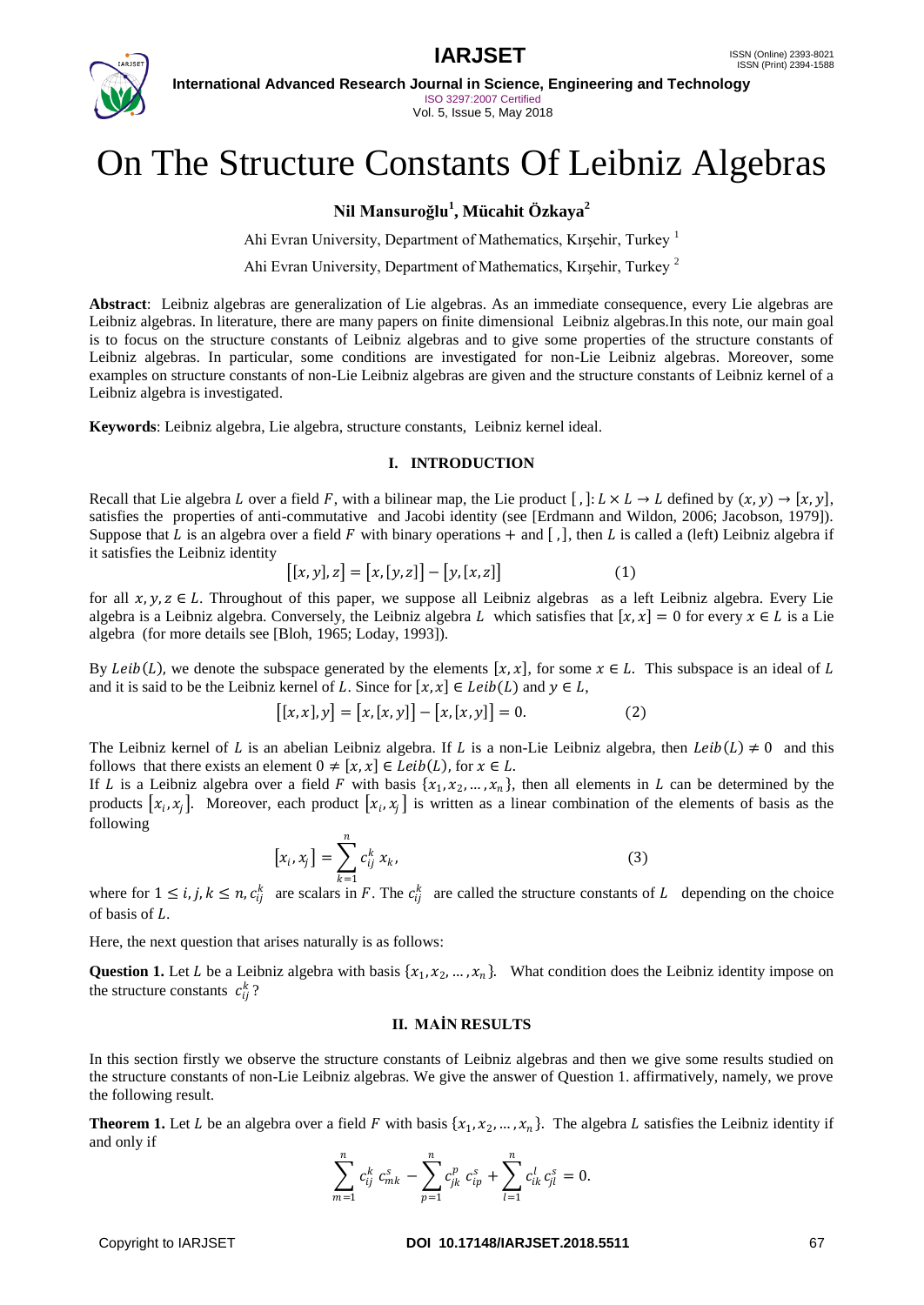# On The Structure Constants Of Leibniz Algebras

**Nil Mansuroğlu[1], Mücahit Özkaya[2]**

Ahi Evran University, Department of Mathematics, Kırşehir, Turkey [1]

Ahi Evran University, Department of Mathematics, Kırşehir, Turkey [2]

**Abstract**: Leibniz algebras are generalization of Lie algebras. As an immediate consequence, every Lie algebras are Leibniz algebras. In literature, there are many papers on finite dimensional Leibniz algebras.In this note, our main goal is to focus on the structure constants of Leibniz algebras and to give some properties of the structure constants of Leibniz algebras. In particular, some conditions are investigated for non-Lie Leibniz algebras. Moreover, some examples on structure constants of non-Lie Leibniz algebras are given and the structure constants of Leibniz kernel of a Leibniz algebra is investigated.

**Keywords**: Leibniz algebra, Lie algebra, structure constants, Leibniz kernel ideal.

## I. INTRODUCTION

Recall that Lie algebra $L$ over a field $F$, with a bilinear map, the Lie product $[\,,]: L \times L \to L$ defined by $(x, y) \to [x, y]$, satisfies the properties of anti-commutative and Jacobi identity (see [Erdmann and Wildon, 2006; Jacobson, 1979]). Suppose that $L$ is an algebra over a field $F$ with binary operations $+$ and $[\,,]$, then $L$ is called a (left) Leibniz algebra if it satisfies the Leibniz identity

$$[[x, y], z] = [x, [y, z]] - [y, [x, z]] \qquad (1)$$

for all $x, y, z \in L$. Throughout of this paper, we suppose all Leibniz algebras as a left Leibniz algebra. Every Lie algebra is a Leibniz algebra. Conversely, the Leibniz algebra $L$ which satisfies that $[x, x] = 0$ for every $x \in L$ is a Lie algebra (for more details see [Bloh, 1965; Loday, 1993]).

By $Leib(L)$, we denote the subspace generated by the elements $[x, x]$, for some $x \in L$. This subspace is an ideal of $L$ and it is said to be the Leibniz kernel of $L$. Since for $[x, x] \in Leib(L)$ and $y \in L$,

$$[[x, x], y] = [x, [x, y]] - [x, [x, y]] = 0. \qquad (2)$$

The Leibniz kernel of $L$ is an abelian Leibniz algebra. If $L$ is a non-Lie Leibniz algebra, then $Leib(L) \neq 0$ and this follows that there exists an element $0 \neq [x, x] \in Leib(L)$, for $x \in L$.

If $L$ is a Leibniz algebra over a field $F$ with basis $\{x_1, x_2, \dots, x_n\}$, then all elements in $L$ can be determined by the products $[x_i, x_j]$. Moreover, each product $[x_i, x_j]$ is written as a linear combination of the elements of basis as the following

$$[x_i, x_j] = \sum_{k=1}^{n} c_{ij}^{k}\, x_k, \qquad (3)$$

where for $1 \leq i, j, k \leq n$, $c_{ij}^{k}$ are scalars in $F$. The $c_{ij}^{k}$ are called the structure constants of $L$ depending on the choice of basis of $L$.

Here, the next question that arises naturally is as follows:

**Question 1.** Let $L$ be a Leibniz algebra with basis $\{x_1, x_2, \dots, x_n\}$. What condition does the Leibniz identity impose on the structure constants $c_{ij}^{k}$?

## II. MAİN RESULTS

In this section firstly we observe the structure constants of Leibniz algebras and then we give some results studied on the structure constants of non-Lie Leibniz algebras. We give the answer of Question 1. affirmatively, namely, we prove the following result.

**Theorem 1.** Let $L$ be an algebra over a field $F$ with basis $\{x_1, x_2, \dots, x_n\}$. The algebra $L$ satisfies the Leibniz identity if and only if

$$\sum_{m=1}^{n} c_{ij}^{k}\, c_{mk}^{s} - \sum_{p=1}^{n} c_{jk}^{p}\, c_{ip}^{s} + \sum_{l=1}^{n} c_{ik}^{l}\, c_{jl}^{s} = 0.$$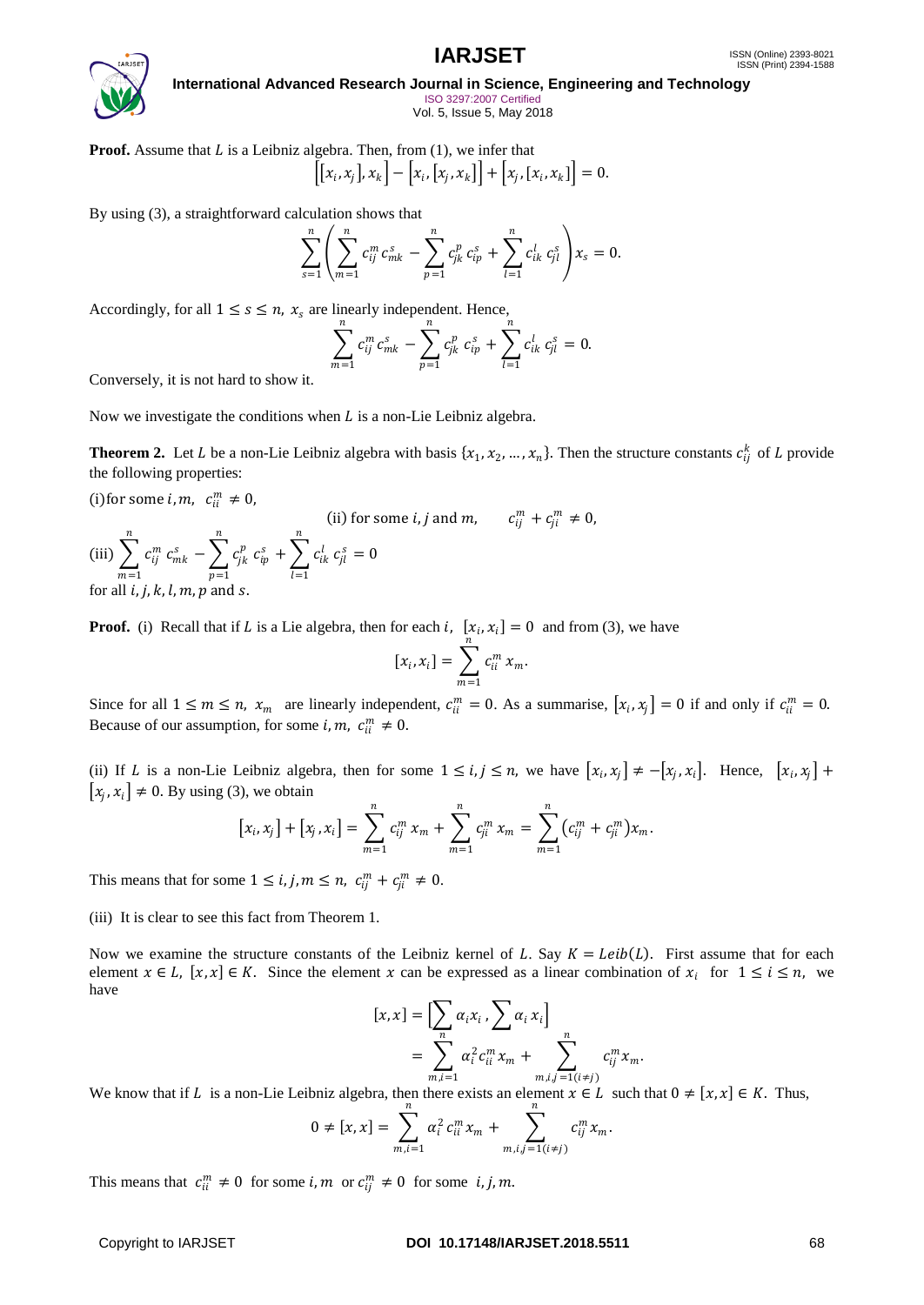**Proof.** Assume that $L$ is a Leibniz algebra. Then, from (1), we infer that

$$\left[[x_i, x_j], x_k\right] - \left[x_i, [x_j, x_k]\right] + \left[x_j, [x_i, x_k]\right] = 0.$$

By using (3), a straightforward calculation shows that

$$\sum_{s=1}^{n} \left( \sum_{m=1}^{n} c_{ij}^{m} c_{mk}^{s} - \sum_{p=1}^{n} c_{jk}^{p} c_{ip}^{s} + \sum_{l=1}^{n} c_{ik}^{l} c_{jl}^{s} \right) x_s = 0.$$

Accordingly, for all $1 \leq s \leq n$, $x_s$ are linearly independent. Hence,

$$\sum_{m=1}^{n} c_{ij}^{m} c_{mk}^{s} - \sum_{p=1}^{n} c_{jk}^{p} c_{ip}^{s} + \sum_{l=1}^{n} c_{ik}^{l} c_{jl}^{s} = 0.$$

Conversely, it is not hard to show it.

Now we investigate the conditions when $L$ is a non-Lie Leibniz algebra.

**Theorem 2.** Let $L$ be a non-Lie Leibniz algebra with basis $\{x_1, x_2, \ldots, x_n\}$. Then the structure constants $c_{ij}^{k}$ of $L$ provide the following properties:

(i) for some $i, m$, $c_{ii}^{m} \neq 0$,

(ii) for some $i, j$ and $m$, $c_{ij}^{m} + c_{ji}^{m} \neq 0$,

(iii) $\displaystyle\sum_{m=1}^{n} c_{ij}^{m} c_{mk}^{s} - \sum_{p=1}^{n} c_{jk}^{p} c_{ip}^{s} + \sum_{l=1}^{n} c_{ik}^{l} c_{jl}^{s} = 0$

for all $i, j, k, l, m, p$ and $s$.

**Proof.** (i) Recall that if $L$ is a Lie algebra, then for each $i$, $[x_i, x_i] = 0$ and from (3), we have

$$[x_i, x_i] = \sum_{m=1}^{n} c_{ii}^{m} x_m.$$

Since for all $1 \leq m \leq n$, $x_m$ are linearly independent, $c_{ii}^{m} = 0$. As a summarise, $[x_i, x_j] = 0$ if and only if $c_{ii}^{m} = 0$. Because of our assumption, for some $i, m$, $c_{ii}^{m} \neq 0$.

(ii) If $L$ is a non-Lie Leibniz algebra, then for some $1 \leq i, j \leq n$, we have $[x_i, x_j] \neq -[x_j, x_i]$. Hence, $[x_i, x_j] + [x_j, x_i] \neq 0$. By using (3), we obtain

$$[x_i, x_j] + [x_j, x_i] = \sum_{m=1}^{n} c_{ij}^{m} x_m + \sum_{m=1}^{n} c_{ji}^{m} x_m = \sum_{m=1}^{n} (c_{ij}^{m} + c_{ji}^{m}) x_m.$$

This means that for some $1 \leq i, j, m \leq n$, $c_{ij}^{m} + c_{ji}^{m} \neq 0$.

(iii) It is clear to see this fact from Theorem 1.

Now we examine the structure constants of the Leibniz kernel of $L$. Say $K = Leib(L)$. First assume that for each element $x \in L$, $[x, x] \in K$. Since the element $x$ can be expressed as a linear combination of $x_i$ for $1 \leq i \leq n$, we have

$$\begin{aligned} [x, x] &= \left[\sum \alpha_i x_i, \sum \alpha_i x_i\right] \\ &= \sum_{m,i=1}^{n} \alpha_i^2 c_{ii}^{m} x_m + \sum_{m,i,j=1 (i \neq j)}^{n} c_{ij}^{m} x_m. \end{aligned}$$

We know that if $L$ is a non-Lie Leibniz algebra, then there exists an element $x \in L$ such that $0 \neq [x, x] \in K$. Thus,

$$0 \neq [x, x] = \sum_{m,i=1}^{n} \alpha_i^2 c_{ii}^{m} x_m + \sum_{m,i,j=1 (i \neq j)}^{n} c_{ij}^{m} x_m.$$

This means that $c_{ii}^{m} \neq 0$ for some $i, m$ or $c_{ij}^{m} \neq 0$ for some $i, j, m$.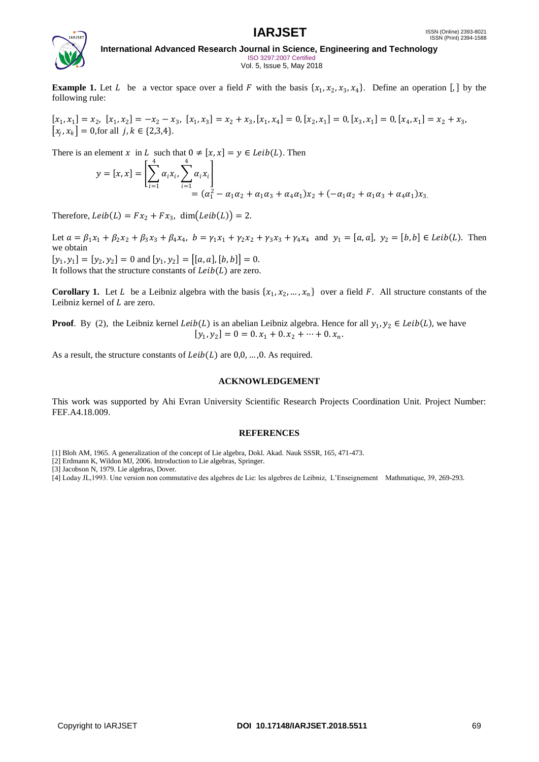**Example 1.** Let $L$ be a vector space over a field $F$ with the basis $\{x_1, x_2, x_3, x_4\}$. Define an operation $[,]$ by the following rule:

$[x_1, x_1] = x_2$, $[x_1, x_2] = -x_2 - x_3$, $[x_1, x_3] = x_2 + x_3$, $[x_1, x_4] = 0$, $[x_2, x_1] = 0$, $[x_3, x_1] = 0$, $[x_4, x_1] = x_2 + x_3$, $[x_j, x_k] = 0$, for all $j, k \in \{2,3,4\}$.

There is an element $x$ in $L$ such that $0 \neq [x, x] = y \in Leib(L)$. Then

$$y = [x, x] = \left[\sum_{i=1}^{4} \alpha_i x_i, \sum_{i=1}^{4} \alpha_i x_i\right]$$
$$= (\alpha_1^2 - \alpha_1\alpha_2 + \alpha_1\alpha_3 + \alpha_4\alpha_1)x_2 + (-\alpha_1\alpha_2 + \alpha_1\alpha_3 + \alpha_4\alpha_1)x_3.$$

Therefore, $Leib(L) = Fx_2 + Fx_3$, $\dim(Leib(L)) = 2$.

Let $a = \beta_1 x_1 + \beta_2 x_2 + \beta_3 x_3 + \beta_4 x_4$, $b = \gamma_1 x_1 + \gamma_2 x_2 + \gamma_3 x_3 + \gamma_4 x_4$ and $y_1 = [a, a]$, $y_2 = [b, b] \in Leib(L)$. Then we obtain

$[y_1, y_1] = [y_2, y_2] = 0$ and $[y_1, y_2] = [[a, a], [b, b]] = 0$.

It follows that the structure constants of $Leib(L)$ are zero.

**Corollary 1.** Let $L$ be a Leibniz algebra with the basis $\{x_1, x_2, \dots, x_n\}$ over a field $F$. All structure constants of the Leibniz kernel of $L$ are zero.

**Proof**. By (2), the Leibniz kernel $Leib(L)$ is an abelian Leibniz algebra. Hence for all $y_1, y_2 \in Leib(L)$, we have

$$[y_1, y_2] = 0 = 0.x_1 + 0.x_2 + \cdots + 0.x_n.$$

As a result, the structure constants of $Leib(L)$ are $0, 0, \dots, 0$. As required.

## ACKNOWLEDGEMENT

This work was supported by Ahi Evran University Scientific Research Projects Coordination Unit. Project Number: FEF.A4.18.009.

## REFERENCES

[1] Bloh AM, 1965. A generalization of the concept of Lie algebra, Dokl. Akad. Nauk SSSR, 165, 471-473.

[2] Erdmann K, Wildon MJ, 2006. Introduction to Lie algebras, Springer.

[3] Jacobson N, 1979. Lie algebras, Dover.

[4] Loday JL,1993. Une version non commutative des algebres de Lie: les algebres de Leibniz, L'Enseignement Mathmatique, 39, 269-293.